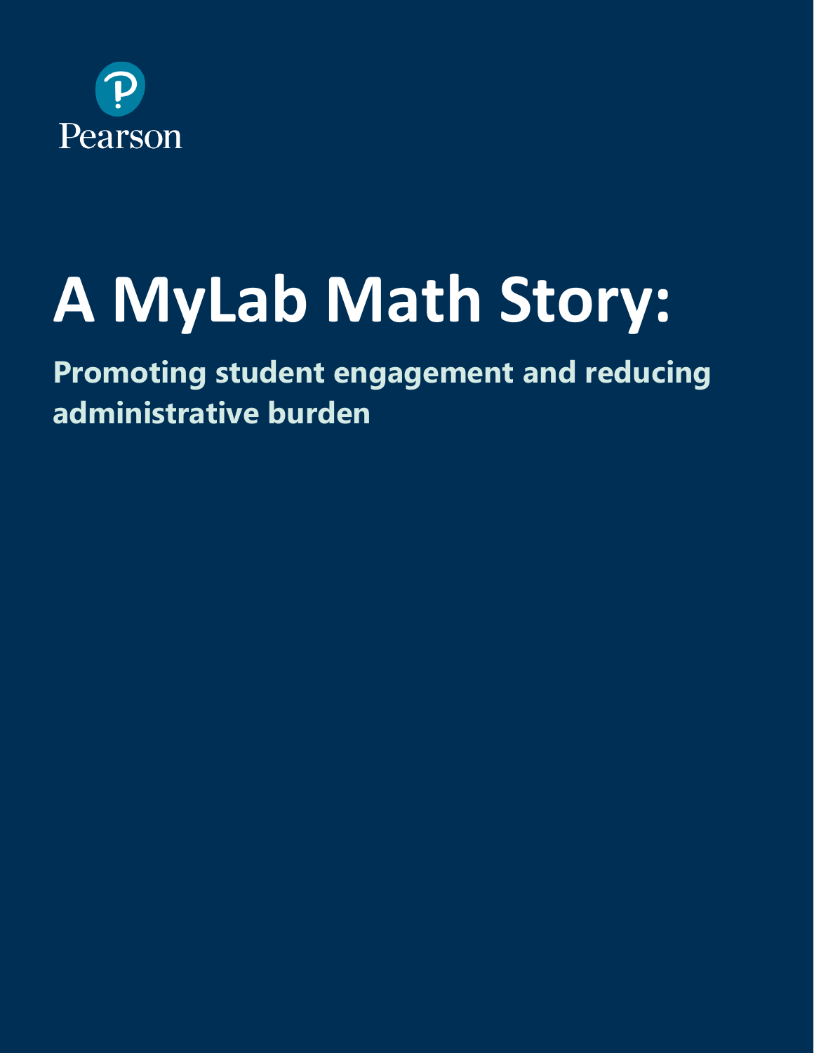Pearson

# A MyLab Math Story:

## Promoting student engagement and reducing administrative burden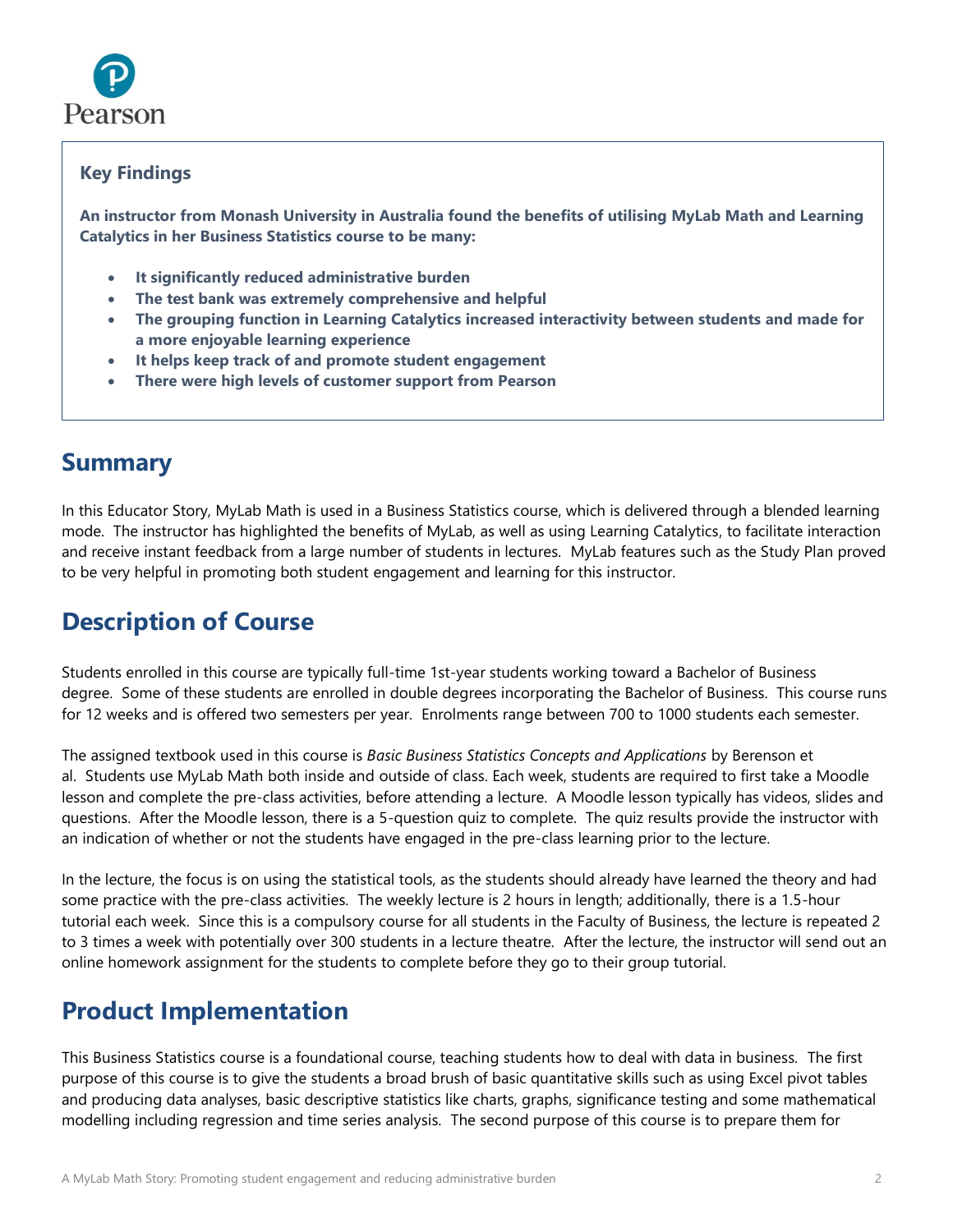### Key Findings

**An instructor from Monash University in Australia found the benefits of utilising MyLab Math and Learning Catalytics in her Business Statistics course to be many:**

- **It significantly reduced administrative burden**
- **The test bank was extremely comprehensive and helpful**
- **The grouping function in Learning Catalytics increased interactivity between students and made for a more enjoyable learning experience**
- **It helps keep track of and promote student engagement**
- **There were high levels of customer support from Pearson**

## Summary

In this Educator Story, MyLab Math is used in a Business Statistics course, which is delivered through a blended learning mode. The instructor has highlighted the benefits of MyLab, as well as using Learning Catalytics, to facilitate interaction and receive instant feedback from a large number of students in lectures. MyLab features such as the Study Plan proved to be very helpful in promoting both student engagement and learning for this instructor.

## Description of Course

Students enrolled in this course are typically full-time 1st-year students working toward a Bachelor of Business degree. Some of these students are enrolled in double degrees incorporating the Bachelor of Business. This course runs for 12 weeks and is offered two semesters per year. Enrolments range between 700 to 1000 students each semester.

The assigned textbook used in this course is *Basic Business Statistics Concepts and Applications* by Berenson et al. Students use MyLab Math both inside and outside of class. Each week, students are required to first take a Moodle lesson and complete the pre-class activities, before attending a lecture. A Moodle lesson typically has videos, slides and questions. After the Moodle lesson, there is a 5-question quiz to complete. The quiz results provide the instructor with an indication of whether or not the students have engaged in the pre-class learning prior to the lecture.

In the lecture, the focus is on using the statistical tools, as the students should already have learned the theory and had some practice with the pre-class activities. The weekly lecture is 2 hours in length; additionally, there is a 1.5-hour tutorial each week. Since this is a compulsory course for all students in the Faculty of Business, the lecture is repeated 2 to 3 times a week with potentially over 300 students in a lecture theatre. After the lecture, the instructor will send out an online homework assignment for the students to complete before they go to their group tutorial.

## Product Implementation

This Business Statistics course is a foundational course, teaching students how to deal with data in business. The first purpose of this course is to give the students a broad brush of basic quantitative skills such as using Excel pivot tables and producing data analyses, basic descriptive statistics like charts, graphs, significance testing and some mathematical modelling including regression and time series analysis. The second purpose of this course is to prepare them for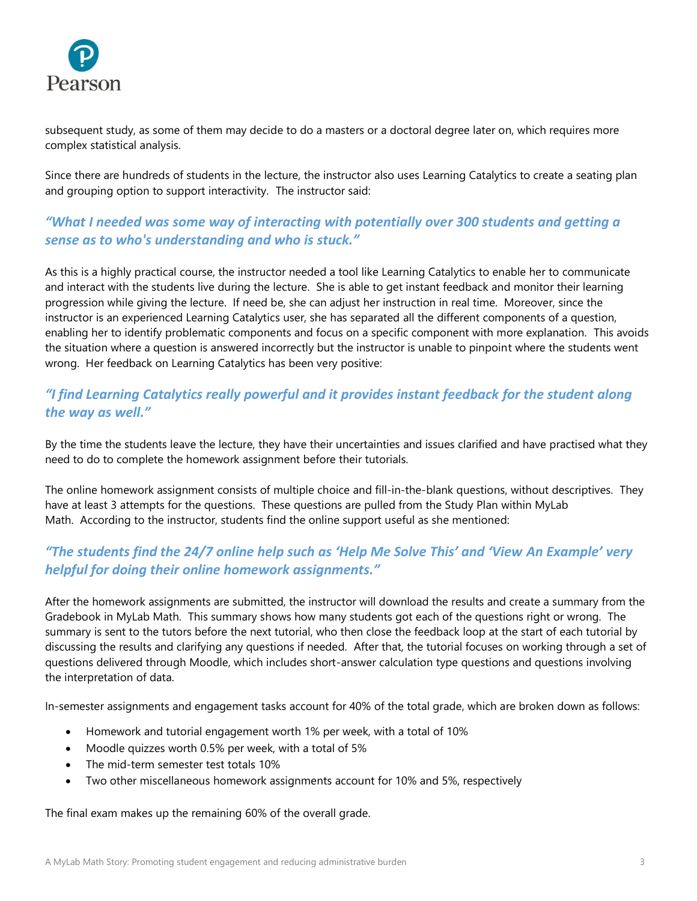subsequent study, as some of them may decide to do a masters or a doctoral degree later on, which requires more complex statistical analysis.

Since there are hundreds of students in the lecture, the instructor also uses Learning Catalytics to create a seating plan and grouping option to support interactivity. The instructor said:

***"What I needed was some way of interacting with potentially over 300 students and getting a sense as to who's understanding and who is stuck."***

As this is a highly practical course, the instructor needed a tool like Learning Catalytics to enable her to communicate and interact with the students live during the lecture. She is able to get instant feedback and monitor their learning progression while giving the lecture. If need be, she can adjust her instruction in real time. Moreover, since the instructor is an experienced Learning Catalytics user, she has separated all the different components of a question, enabling her to identify problematic components and focus on a specific component with more explanation. This avoids the situation where a question is answered incorrectly but the instructor is unable to pinpoint where the students went wrong. Her feedback on Learning Catalytics has been very positive:

***"I find Learning Catalytics really powerful and it provides instant feedback for the student along the way as well."***

By the time the students leave the lecture, they have their uncertainties and issues clarified and have practised what they need to do to complete the homework assignment before their tutorials.

The online homework assignment consists of multiple choice and fill-in-the-blank questions, without descriptives. They have at least 3 attempts for the questions. These questions are pulled from the Study Plan within MyLab Math. According to the instructor, students find the online support useful as she mentioned:

***"The students find the 24/7 online help such as 'Help Me Solve This' and 'View An Example' very helpful for doing their online homework assignments."***

After the homework assignments are submitted, the instructor will download the results and create a summary from the Gradebook in MyLab Math. This summary shows how many students got each of the questions right or wrong. The summary is sent to the tutors before the next tutorial, who then close the feedback loop at the start of each tutorial by discussing the results and clarifying any questions if needed. After that, the tutorial focuses on working through a set of questions delivered through Moodle, which includes short-answer calculation type questions and questions involving the interpretation of data.

In-semester assignments and engagement tasks account for 40% of the total grade, which are broken down as follows:

- Homework and tutorial engagement worth 1% per week, with a total of 10%
- Moodle quizzes worth 0.5% per week, with a total of 5%
- The mid-term semester test totals 10%
- Two other miscellaneous homework assignments account for 10% and 5%, respectively

The final exam makes up the remaining 60% of the overall grade.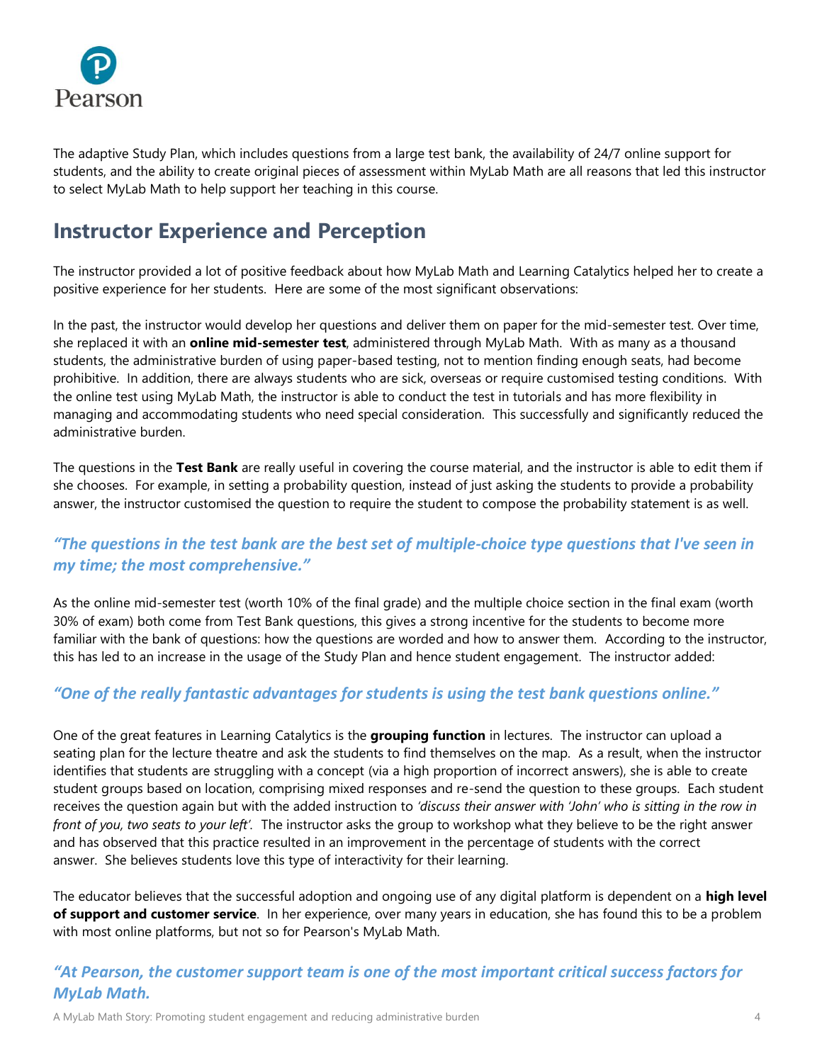The adaptive Study Plan, which includes questions from a large test bank, the availability of 24/7 online support for students, and the ability to create original pieces of assessment within MyLab Math are all reasons that led this instructor to select MyLab Math to help support her teaching in this course.

## Instructor Experience and Perception

The instructor provided a lot of positive feedback about how MyLab Math and Learning Catalytics helped her to create a positive experience for her students. Here are some of the most significant observations:

In the past, the instructor would develop her questions and deliver them on paper for the mid-semester test. Over time, she replaced it with an **online mid-semester test**, administered through MyLab Math. With as many as a thousand students, the administrative burden of using paper-based testing, not to mention finding enough seats, had become prohibitive. In addition, there are always students who are sick, overseas or require customised testing conditions. With the online test using MyLab Math, the instructor is able to conduct the test in tutorials and has more flexibility in managing and accommodating students who need special consideration. This successfully and significantly reduced the administrative burden.

The questions in the **Test Bank** are really useful in covering the course material, and the instructor is able to edit them if she chooses. For example, in setting a probability question, instead of just asking the students to provide a probability answer, the instructor customised the question to require the student to compose the probability statement is as well.

### *"The questions in the test bank are the best set of multiple-choice type questions that I've seen in my time; the most comprehensive."*

As the online mid-semester test (worth 10% of the final grade) and the multiple choice section in the final exam (worth 30% of exam) both come from Test Bank questions, this gives a strong incentive for the students to become more familiar with the bank of questions: how the questions are worded and how to answer them. According to the instructor, this has led to an increase in the usage of the Study Plan and hence student engagement. The instructor added:

### *"One of the really fantastic advantages for students is using the test bank questions online."*

One of the great features in Learning Catalytics is the **grouping function** in lectures. The instructor can upload a seating plan for the lecture theatre and ask the students to find themselves on the map. As a result, when the instructor identifies that students are struggling with a concept (via a high proportion of incorrect answers), she is able to create student groups based on location, comprising mixed responses and re-send the question to these groups. Each student receives the question again but with the added instruction to *'discuss their answer with 'John' who is sitting in the row in front of you, two seats to your left'*. The instructor asks the group to workshop what they believe to be the right answer and has observed that this practice resulted in an improvement in the percentage of students with the correct answer. She believes students love this type of interactivity for their learning.

The educator believes that the successful adoption and ongoing use of any digital platform is dependent on a **high level of support and customer service**. In her experience, over many years in education, she has found this to be a problem with most online platforms, but not so for Pearson's MyLab Math.

### *"At Pearson, the customer support team is one of the most important critical success factors for MyLab Math.*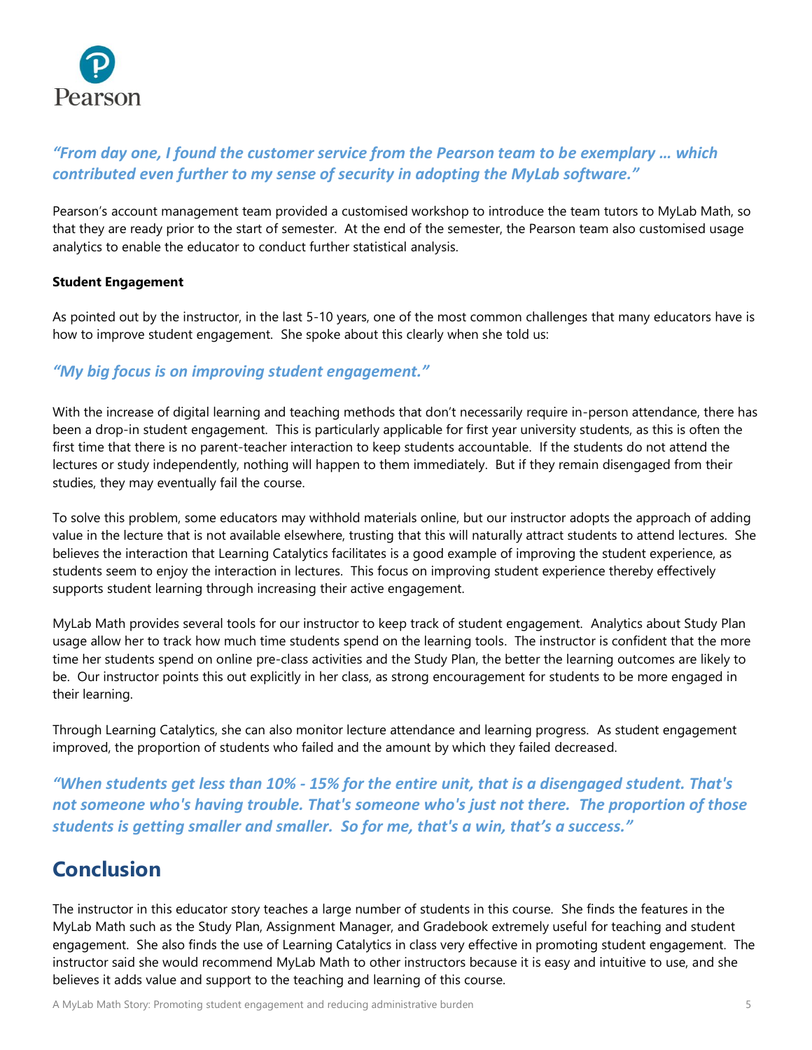***"From day one, I found the customer service from the Pearson team to be exemplary … which contributed even further to my sense of security in adopting the MyLab software."***

Pearson's account management team provided a customised workshop to introduce the team tutors to MyLab Math, so that they are ready prior to the start of semester. At the end of the semester, the Pearson team also customised usage analytics to enable the educator to conduct further statistical analysis.

**Student Engagement**

As pointed out by the instructor, in the last 5-10 years, one of the most common challenges that many educators have is how to improve student engagement. She spoke about this clearly when she told us:

***"My big focus is on improving student engagement."***

With the increase of digital learning and teaching methods that don't necessarily require in-person attendance, there has been a drop-in student engagement. This is particularly applicable for first year university students, as this is often the first time that there is no parent-teacher interaction to keep students accountable. If the students do not attend the lectures or study independently, nothing will happen to them immediately. But if they remain disengaged from their studies, they may eventually fail the course.

To solve this problem, some educators may withhold materials online, but our instructor adopts the approach of adding value in the lecture that is not available elsewhere, trusting that this will naturally attract students to attend lectures. She believes the interaction that Learning Catalytics facilitates is a good example of improving the student experience, as students seem to enjoy the interaction in lectures. This focus on improving student experience thereby effectively supports student learning through increasing their active engagement.

MyLab Math provides several tools for our instructor to keep track of student engagement. Analytics about Study Plan usage allow her to track how much time students spend on the learning tools. The instructor is confident that the more time her students spend on online pre-class activities and the Study Plan, the better the learning outcomes are likely to be. Our instructor points this out explicitly in her class, as strong encouragement for students to be more engaged in their learning.

Through Learning Catalytics, she can also monitor lecture attendance and learning progress. As student engagement improved, the proportion of students who failed and the amount by which they failed decreased.

***"When students get less than 10% - 15% for the entire unit, that is a disengaged student. That's not someone who's having trouble. That's someone who's just not there. The proportion of those students is getting smaller and smaller. So for me, that's a win, that's a success."***

# Conclusion

The instructor in this educator story teaches a large number of students in this course. She finds the features in the MyLab Math such as the Study Plan, Assignment Manager, and Gradebook extremely useful for teaching and student engagement. She also finds the use of Learning Catalytics in class very effective in promoting student engagement. The instructor said she would recommend MyLab Math to other instructors because it is easy and intuitive to use, and she believes it adds value and support to the teaching and learning of this course.